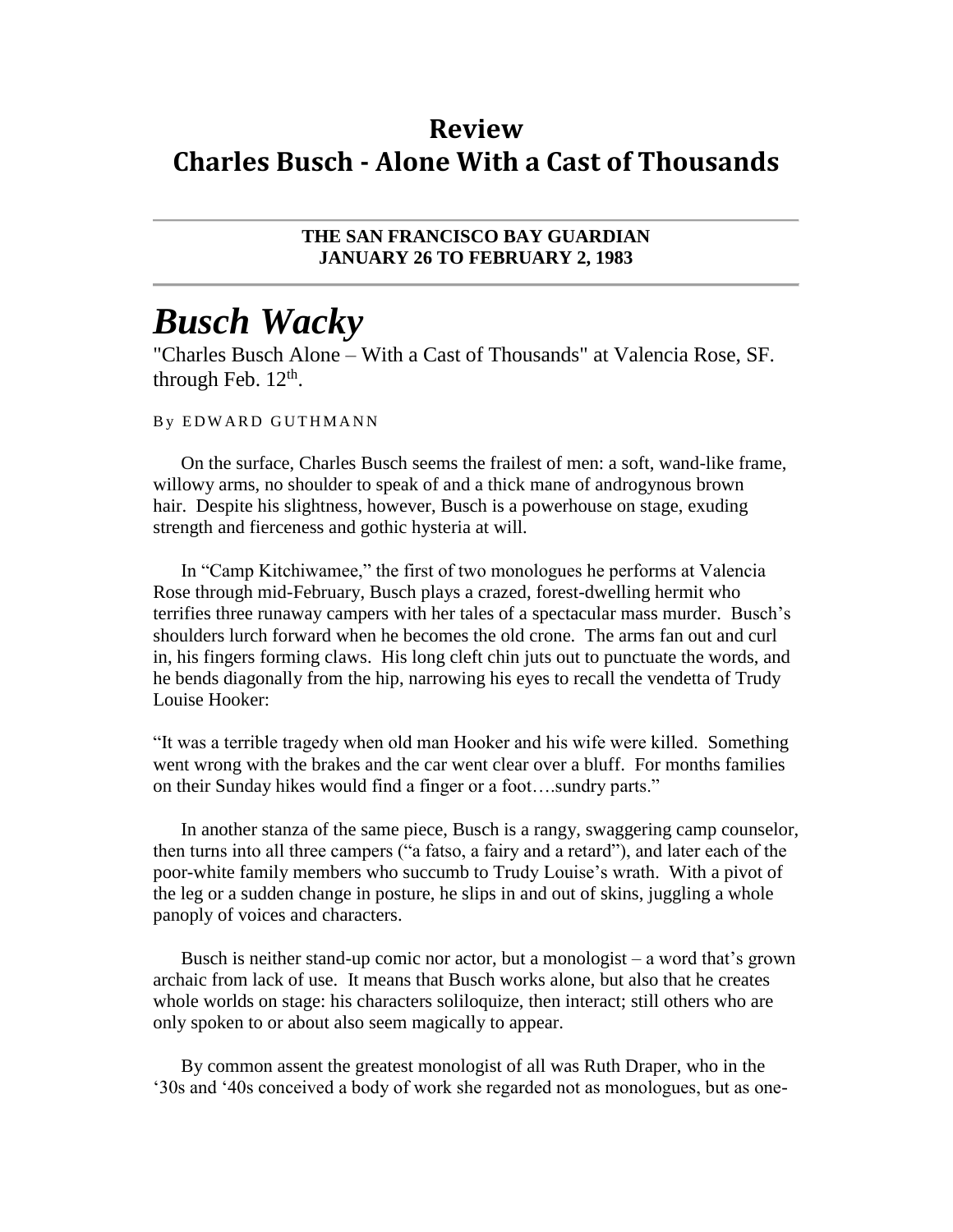# Review
# Charles Busch - Alone With a Cast of Thousands

**THE SAN FRANCISCO BAY GUARDIAN**
**JANUARY 26 TO FEBRUARY 2, 1983**

# *Busch Wacky*

"Charles Busch Alone – With a Cast of Thousands" at Valencia Rose, SF. through Feb. 12th.

By EDWARD GUTHMANN

On the surface, Charles Busch seems the frailest of men: a soft, wand-like frame, willowy arms, no shoulder to speak of and a thick mane of androgynous brown hair. Despite his slightness, however, Busch is a powerhouse on stage, exuding strength and fierceness and gothic hysteria at will.

In "Camp Kitchiwamee," the first of two monologues he performs at Valencia Rose through mid-February, Busch plays a crazed, forest-dwelling hermit who terrifies three runaway campers with her tales of a spectacular mass murder. Busch's shoulders lurch forward when he becomes the old crone. The arms fan out and curl in, his fingers forming claws. His long cleft chin juts out to punctuate the words, and he bends diagonally from the hip, narrowing his eyes to recall the vendetta of Trudy Louise Hooker:

"It was a terrible tragedy when old man Hooker and his wife were killed. Something went wrong with the brakes and the car went clear over a bluff. For months families on their Sunday hikes would find a finger or a foot….sundry parts."

In another stanza of the same piece, Busch is a rangy, swaggering camp counselor, then turns into all three campers ("a fatso, a fairy and a retard"), and later each of the poor-white family members who succumb to Trudy Louise's wrath. With a pivot of the leg or a sudden change in posture, he slips in and out of skins, juggling a whole panoply of voices and characters.

Busch is neither stand-up comic nor actor, but a monologist – a word that's grown archaic from lack of use. It means that Busch works alone, but also that he creates whole worlds on stage: his characters soliloquize, then interact; still others who are only spoken to or about also seem magically to appear.

By common assent the greatest monologist of all was Ruth Draper, who in the '30s and '40s conceived a body of work she regarded not as monologues, but as one-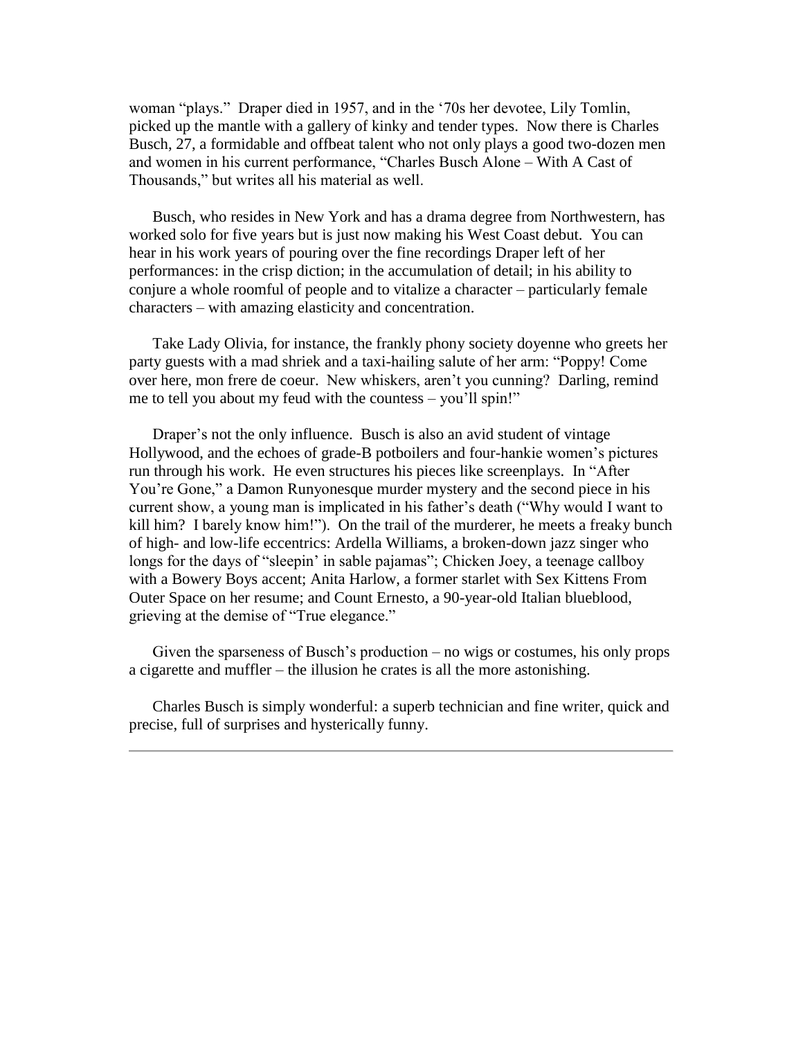woman "plays." Draper died in 1957, and in the '70s her devotee, Lily Tomlin, picked up the mantle with a gallery of kinky and tender types. Now there is Charles Busch, 27, a formidable and offbeat talent who not only plays a good two-dozen men and women in his current performance, "Charles Busch Alone – With A Cast of Thousands," but writes all his material as well.

Busch, who resides in New York and has a drama degree from Northwestern, has worked solo for five years but is just now making his West Coast debut. You can hear in his work years of pouring over the fine recordings Draper left of her performances: in the crisp diction; in the accumulation of detail; in his ability to conjure a whole roomful of people and to vitalize a character – particularly female characters – with amazing elasticity and concentration.

Take Lady Olivia, for instance, the frankly phony society doyenne who greets her party guests with a mad shriek and a taxi-hailing salute of her arm: "Poppy! Come over here, mon frere de coeur. New whiskers, aren't you cunning? Darling, remind me to tell you about my feud with the countess – you'll spin!"

Draper's not the only influence. Busch is also an avid student of vintage Hollywood, and the echoes of grade-B potboilers and four-hankie women's pictures run through his work. He even structures his pieces like screenplays. In "After You're Gone," a Damon Runyonesque murder mystery and the second piece in his current show, a young man is implicated in his father's death ("Why would I want to kill him? I barely know him!"). On the trail of the murderer, he meets a freaky bunch of high- and low-life eccentrics: Ardella Williams, a broken-down jazz singer who longs for the days of "sleepin' in sable pajamas"; Chicken Joey, a teenage callboy with a Bowery Boys accent; Anita Harlow, a former starlet with Sex Kittens From Outer Space on her resume; and Count Ernesto, a 90-year-old Italian blueblood, grieving at the demise of "True elegance."

Given the sparseness of Busch's production – no wigs or costumes, his only props a cigarette and muffler – the illusion he crates is all the more astonishing.

Charles Busch is simply wonderful: a superb technician and fine writer, quick and precise, full of surprises and hysterically funny.

---